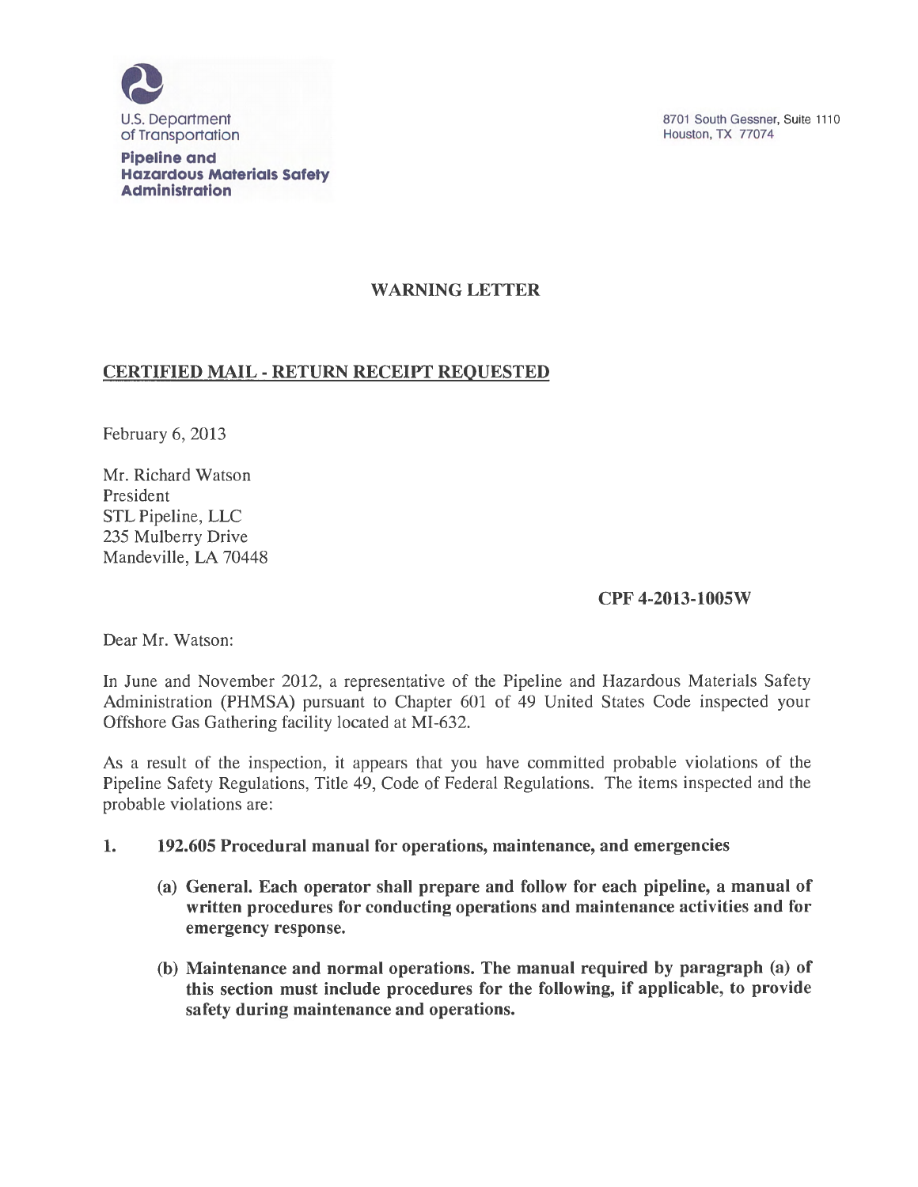U.S. Department of Transportation

**Pipeline and Hazardous Materials Safety Administration**

8701 South Gessner, Suite 1110
Houston, TX 77074

## WARNING LETTER

**CERTIFIED MAIL - RETURN RECEIPT REQUESTED**

February 6, 2013

Mr. Richard Watson
President
STL Pipeline, LLC
235 Mulberry Drive
Mandeville, LA 70448

**CPF 4-2013-1005W**

Dear Mr. Watson:

In June and November 2012, a representative of the Pipeline and Hazardous Materials Safety Administration (PHMSA) pursuant to Chapter 601 of 49 United States Code inspected your Offshore Gas Gathering facility located at MI-632.

As a result of the inspection, it appears that you have committed probable violations of the Pipeline Safety Regulations, Title 49, Code of Federal Regulations. The items inspected and the probable violations are:

1. **192.605 Procedural manual for operations, maintenance, and emergencies**

   **(a) General. Each operator shall prepare and follow for each pipeline, a manual of written procedures for conducting operations and maintenance activities and for emergency response.**

   **(b) Maintenance and normal operations. The manual required by paragraph (a) of this section must include procedures for the following, if applicable, to provide safety during maintenance and operations.**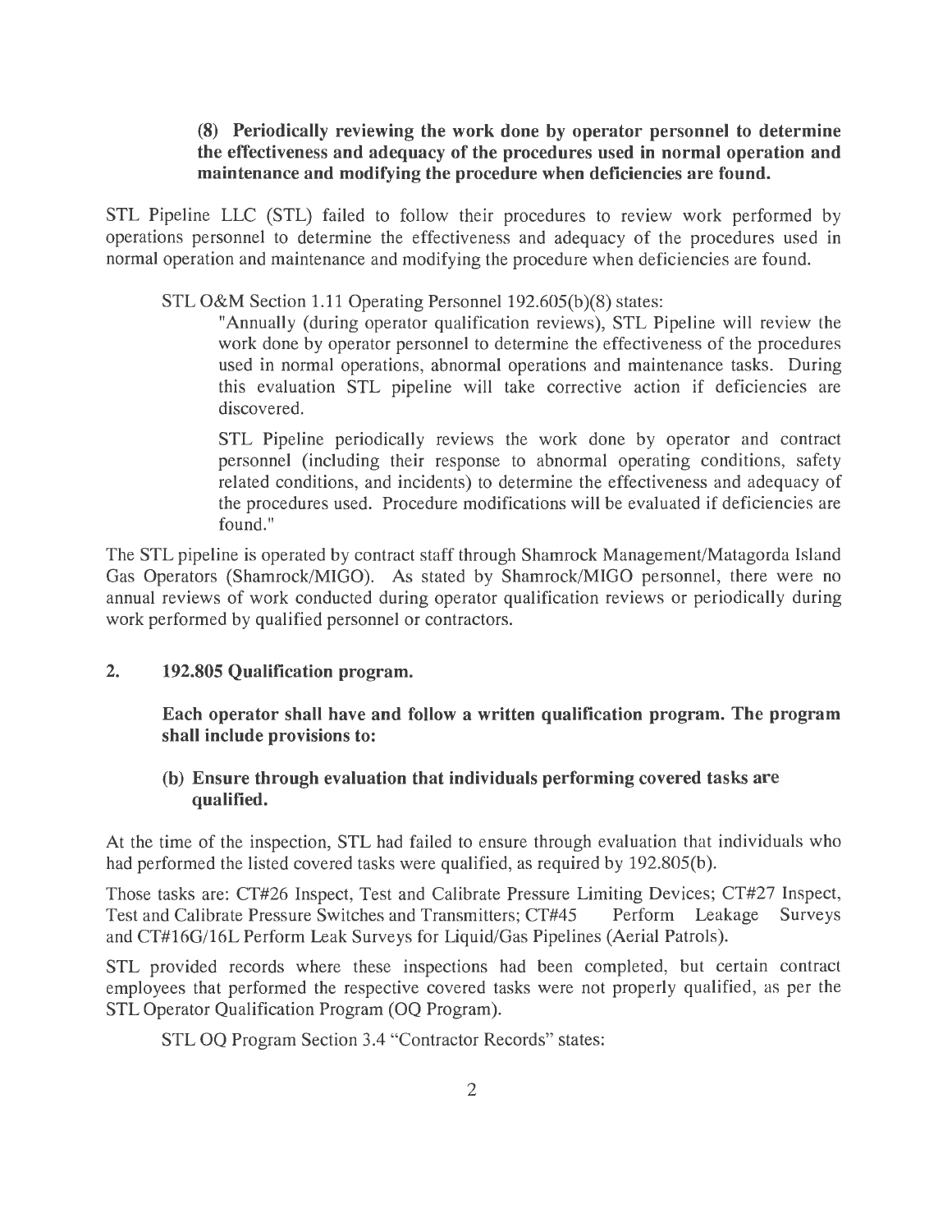**(8) Periodically reviewing the work done by operator personnel to determine the effectiveness and adequacy of the procedures used in normal operation and maintenance and modifying the procedure when deficiencies are found.**

STL Pipeline LLC (STL) failed to follow their procedures to review work performed by operations personnel to determine the effectiveness and adequacy of the procedures used in normal operation and maintenance and modifying the procedure when deficiencies are found.

STL O&M Section 1.11 Operating Personnel 192.605(b)(8) states:

> "Annually (during operator qualification reviews), STL Pipeline will review the work done by operator personnel to determine the effectiveness of the procedures used in normal operations, abnormal operations and maintenance tasks. During this evaluation STL pipeline will take corrective action if deficiencies are discovered.
>
> STL Pipeline periodically reviews the work done by operator and contract personnel (including their response to abnormal operating conditions, safety related conditions, and incidents) to determine the effectiveness and adequacy of the procedures used. Procedure modifications will be evaluated if deficiencies are found."

The STL pipeline is operated by contract staff through Shamrock Management/Matagorda Island Gas Operators (Shamrock/MIGO). As stated by Shamrock/MIGO personnel, there were no annual reviews of work conducted during operator qualification reviews or periodically during work performed by qualified personnel or contractors.

## 2. 192.805 Qualification program.

**Each operator shall have and follow a written qualification program. The program shall include provisions to:**

**(b) Ensure through evaluation that individuals performing covered tasks are qualified.**

At the time of the inspection, STL had failed to ensure through evaluation that individuals who had performed the listed covered tasks were qualified, as required by 192.805(b).

Those tasks are: CT#26 Inspect, Test and Calibrate Pressure Limiting Devices; CT#27 Inspect, Test and Calibrate Pressure Switches and Transmitters; CT#45 Perform Leakage Surveys and CT#16G/16L Perform Leak Surveys for Liquid/Gas Pipelines (Aerial Patrols).

STL provided records where these inspections had been completed, but certain contract employees that performed the respective covered tasks were not properly qualified, as per the STL Operator Qualification Program (OQ Program).

STL OQ Program Section 3.4 "Contractor Records" states: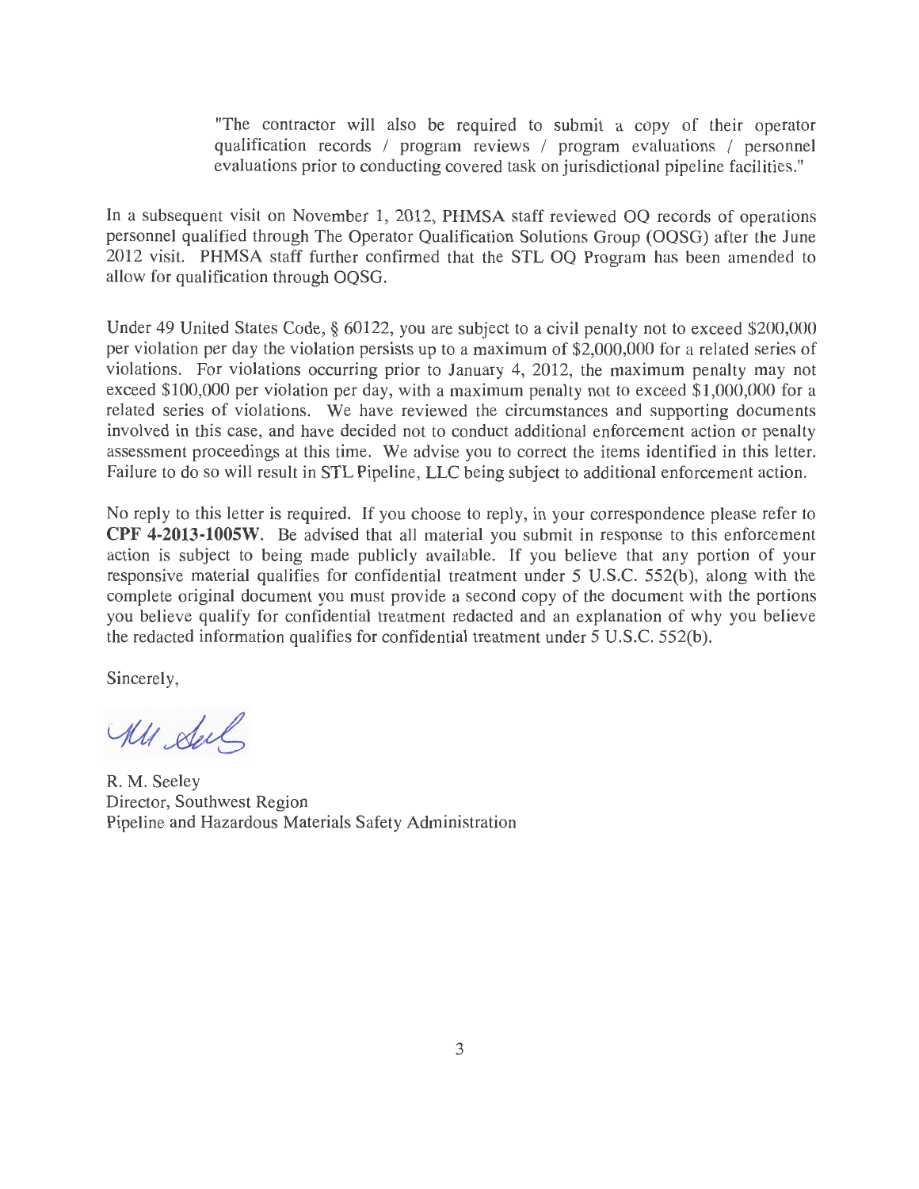> "The contractor will also be required to submit a copy of their operator qualification records / program reviews / program evaluations / personnel evaluations prior to conducting covered task on jurisdictional pipeline facilities."

In a subsequent visit on November 1, 2012, PHMSA staff reviewed OQ records of operations personnel qualified through The Operator Qualification Solutions Group (OQSG) after the June 2012 visit. PHMSA staff further confirmed that the STL OQ Program has been amended to allow for qualification through OQSG.

Under 49 United States Code, § 60122, you are subject to a civil penalty not to exceed $200,000 per violation per day the violation persists up to a maximum of $2,000,000 for a related series of violations. For violations occurring prior to January 4, 2012, the maximum penalty may not exceed $100,000 per violation per day, with a maximum penalty not to exceed $1,000,000 for a related series of violations. We have reviewed the circumstances and supporting documents involved in this case, and have decided not to conduct additional enforcement action or penalty assessment proceedings at this time. We advise you to correct the items identified in this letter. Failure to do so will result in STL Pipeline, LLC being subject to additional enforcement action.

No reply to this letter is required. If you choose to reply, in your correspondence please refer to **CPF 4-2013-1005W**. Be advised that all material you submit in response to this enforcement action is subject to being made publicly available. If you believe that any portion of your responsive material qualifies for confidential treatment under 5 U.S.C. 552(b), along with the complete original document you must provide a second copy of the document with the portions you believe qualify for confidential treatment redacted and an explanation of why you believe the redacted information qualifies for confidential treatment under 5 U.S.C. 552(b).

Sincerely,

R. M. Seeley
Director, Southwest Region
Pipeline and Hazardous Materials Safety Administration